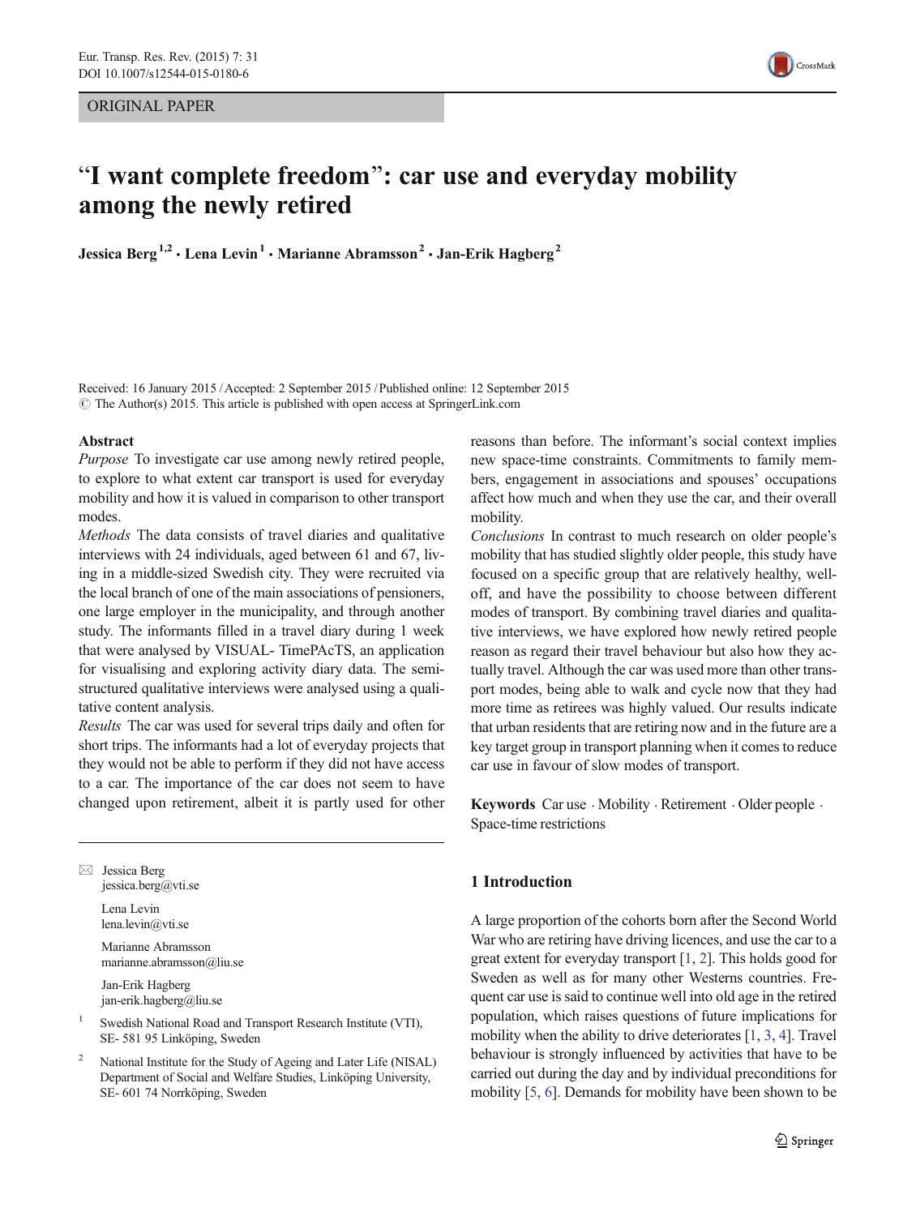ORIGINAL PAPER

# "I want complete freedom": car use and everyday mobility among the newly retired

**Jessica Berg** [1,2] · **Lena Levin** [1] · **Marianne Abramsson** [2] · **Jan-Erik Hagberg** [2]

Received: 16 January 2015 / Accepted: 2 September 2015 / Published online: 12 September 2015
© The Author(s) 2015. This article is published with open access at SpringerLink.com

**Abstract**

*Purpose* To investigate car use among newly retired people, to explore to what extent car transport is used for everyday mobility and how it is valued in comparison to other transport modes.

*Methods* The data consists of travel diaries and qualitative interviews with 24 individuals, aged between 61 and 67, living in a middle-sized Swedish city. They were recruited via the local branch of one of the main associations of pensioners, one large employer in the municipality, and through another study. The informants filled in a travel diary during 1 week that were analysed by VISUAL- TimePAcTS, an application for visualising and exploring activity diary data. The semi-structured qualitative interviews were analysed using a qualitative content analysis.

*Results* The car was used for several trips daily and often for short trips. The informants had a lot of everyday projects that they would not be able to perform if they did not have access to a car. The importance of the car does not seem to have changed upon retirement, albeit it is partly used for other reasons than before. The informant's social context implies new space-time constraints. Commitments to family members, engagement in associations and spouses' occupations affect how much and when they use the car, and their overall mobility.

*Conclusions* In contrast to much research on older people's mobility that has studied slightly older people, this study have focused on a specific group that are relatively healthy, well-off, and have the possibility to choose between different modes of transport. By combining travel diaries and qualitative interviews, we have explored how newly retired people reason as regard their travel behaviour but also how they actually travel. Although the car was used more than other transport modes, being able to walk and cycle now that they had more time as retirees was highly valued. Our results indicate that urban residents that are retiring now and in the future are a key target group in transport planning when it comes to reduce car use in favour of slow modes of transport.

**Keywords** Car use · Mobility · Retirement · Older people · Space-time restrictions

✉ Jessica Berg
jessica.berg@vti.se

Lena Levin
lena.levin@vti.se

Marianne Abramsson
marianne.abramsson@liu.se

Jan-Erik Hagberg
jan-erik.hagberg@liu.se

[1] Swedish National Road and Transport Research Institute (VTI), SE- 581 95 Linköping, Sweden

[2] National Institute for the Study of Ageing and Later Life (NISAL) Department of Social and Welfare Studies, Linköping University, SE- 601 74 Norrköping, Sweden

## 1 Introduction

A large proportion of the cohorts born after the Second World War who are retiring have driving licences, and use the car to a great extent for everyday transport [1, 2]. This holds good for Sweden as well as for many other Westerns countries. Frequent car use is said to continue well into old age in the retired population, which raises questions of future implications for mobility when the ability to drive deteriorates [1, 3, 4]. Travel behaviour is strongly influenced by activities that have to be carried out during the day and by individual preconditions for mobility [5, 6]. Demands for mobility have been shown to be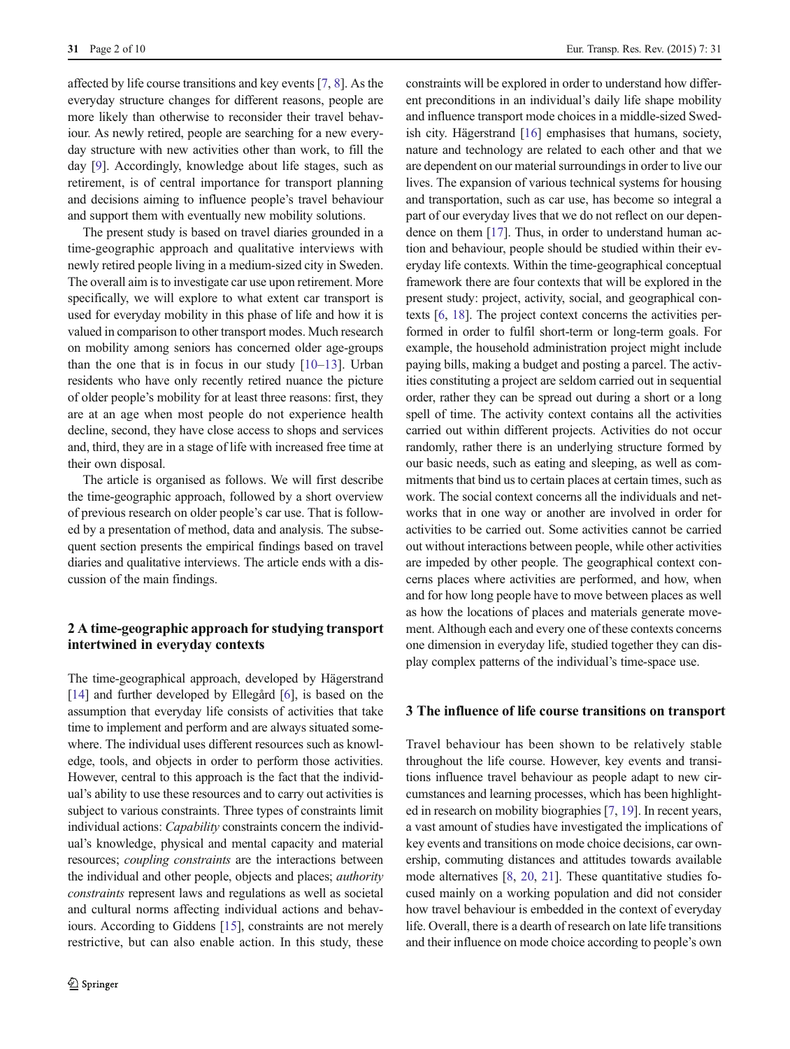affected by life course transitions and key events [7, 8]. As the everyday structure changes for different reasons, people are more likely than otherwise to reconsider their travel behaviour. As newly retired, people are searching for a new everyday structure with new activities other than work, to fill the day [9]. Accordingly, knowledge about life stages, such as retirement, is of central importance for transport planning and decisions aiming to influence people's travel behaviour and support them with eventually new mobility solutions.

The present study is based on travel diaries grounded in a time-geographic approach and qualitative interviews with newly retired people living in a medium-sized city in Sweden. The overall aim is to investigate car use upon retirement. More specifically, we will explore to what extent car transport is used for everyday mobility in this phase of life and how it is valued in comparison to other transport modes. Much research on mobility among seniors has concerned older age-groups than the one that is in focus in our study [10–13]. Urban residents who have only recently retired nuance the picture of older people's mobility for at least three reasons: first, they are at an age when most people do not experience health decline, second, they have close access to shops and services and, third, they are in a stage of life with increased free time at their own disposal.

The article is organised as follows. We will first describe the time-geographic approach, followed by a short overview of previous research on older people's car use. That is followed by a presentation of method, data and analysis. The subsequent section presents the empirical findings based on travel diaries and qualitative interviews. The article ends with a discussion of the main findings.

## 2 A time-geographic approach for studying transport intertwined in everyday contexts

The time-geographical approach, developed by Hägerstrand [14] and further developed by Ellegård [6], is based on the assumption that everyday life consists of activities that take time to implement and perform and are always situated somewhere. The individual uses different resources such as knowledge, tools, and objects in order to perform those activities. However, central to this approach is the fact that the individual's ability to use these resources and to carry out activities is subject to various constraints. Three types of constraints limit individual actions: *Capability* constraints concern the individual's knowledge, physical and mental capacity and material resources; *coupling constraints* are the interactions between the individual and other people, objects and places; *authority constraints* represent laws and regulations as well as societal and cultural norms affecting individual actions and behaviours. According to Giddens [15], constraints are not merely restrictive, but can also enable action. In this study, these constraints will be explored in order to understand how different preconditions in an individual's daily life shape mobility and influence transport mode choices in a middle-sized Swedish city. Hägerstrand [16] emphasises that humans, society, nature and technology are related to each other and that we are dependent on our material surroundings in order to live our lives. The expansion of various technical systems for housing and transportation, such as car use, has become so integral a part of our everyday lives that we do not reflect on our dependence on them [17]. Thus, in order to understand human action and behaviour, people should be studied within their everyday life contexts. Within the time-geographical conceptual framework there are four contexts that will be explored in the present study: project, activity, social, and geographical contexts [6, 18]. The project context concerns the activities performed in order to fulfil short-term or long-term goals. For example, the household administration project might include paying bills, making a budget and posting a parcel. The activities constituting a project are seldom carried out in sequential order, rather they can be spread out during a short or a long spell of time. The activity context contains all the activities carried out within different projects. Activities do not occur randomly, rather there is an underlying structure formed by our basic needs, such as eating and sleeping, as well as commitments that bind us to certain places at certain times, such as work. The social context concerns all the individuals and networks that in one way or another are involved in order for activities to be carried out. Some activities cannot be carried out without interactions between people, while other activities are impeded by other people. The geographical context concerns places where activities are performed, and how, when and for how long people have to move between places as well as how the locations of places and materials generate movement. Although each and every one of these contexts concerns one dimension in everyday life, studied together they can display complex patterns of the individual's time-space use.

## 3 The influence of life course transitions on transport

Travel behaviour has been shown to be relatively stable throughout the life course. However, key events and transitions influence travel behaviour as people adapt to new circumstances and learning processes, which has been highlighted in research on mobility biographies [7, 19]. In recent years, a vast amount of studies have investigated the implications of key events and transitions on mode choice decisions, car ownership, commuting distances and attitudes towards available mode alternatives [8, 20, 21]. These quantitative studies focused mainly on a working population and did not consider how travel behaviour is embedded in the context of everyday life. Overall, there is a dearth of research on late life transitions and their influence on mode choice according to people's own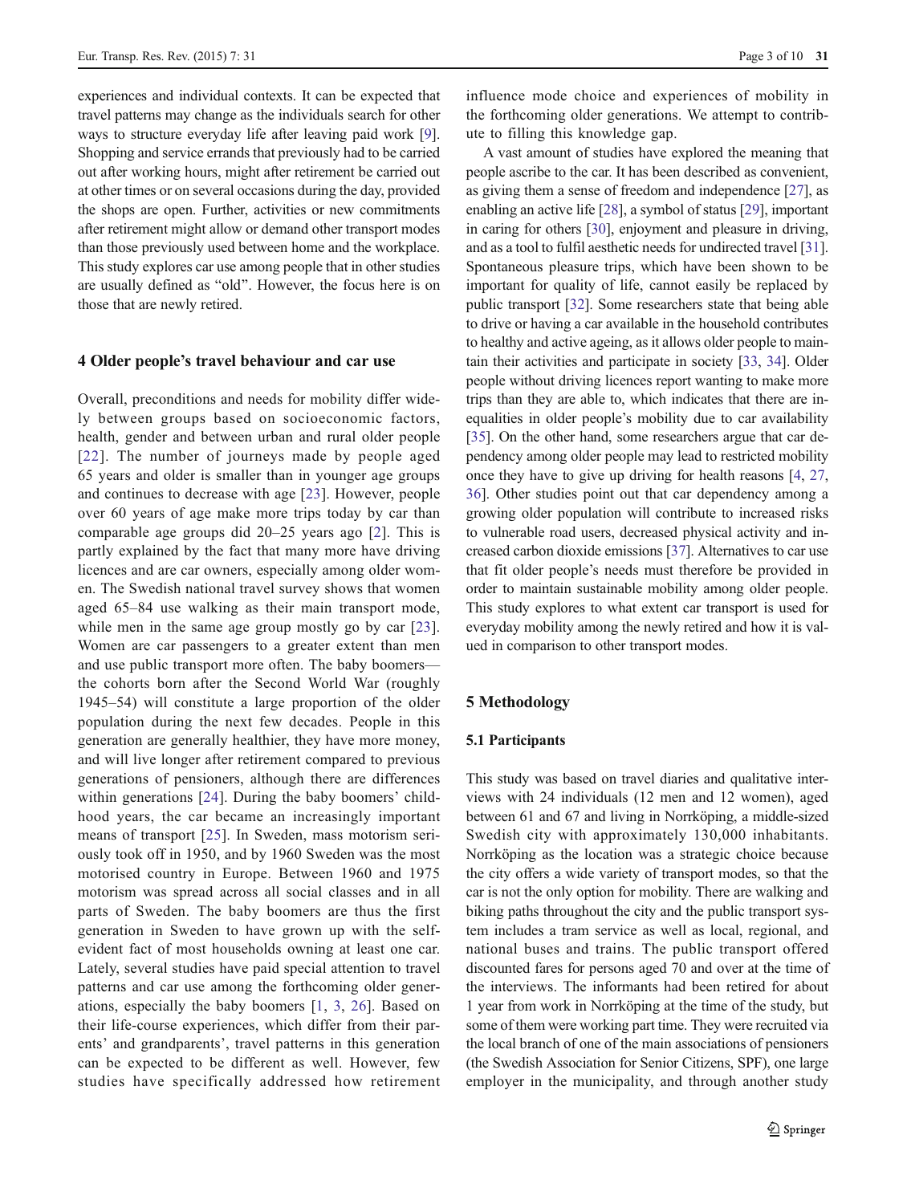experiences and individual contexts. It can be expected that travel patterns may change as the individuals search for other ways to structure everyday life after leaving paid work [9]. Shopping and service errands that previously had to be carried out after working hours, might after retirement be carried out at other times or on several occasions during the day, provided the shops are open. Further, activities or new commitments after retirement might allow or demand other transport modes than those previously used between home and the workplace. This study explores car use among people that in other studies are usually defined as "old". However, the focus here is on those that are newly retired.

## 4 Older people's travel behaviour and car use

Overall, preconditions and needs for mobility differ widely between groups based on socioeconomic factors, health, gender and between urban and rural older people [22]. The number of journeys made by people aged 65 years and older is smaller than in younger age groups and continues to decrease with age [23]. However, people over 60 years of age make more trips today by car than comparable age groups did 20–25 years ago [2]. This is partly explained by the fact that many more have driving licences and are car owners, especially among older women. The Swedish national travel survey shows that women aged 65–84 use walking as their main transport mode, while men in the same age group mostly go by car [23]. Women are car passengers to a greater extent than men and use public transport more often. The baby boomers—the cohorts born after the Second World War (roughly 1945–54) will constitute a large proportion of the older population during the next few decades. People in this generation are generally healthier, they have more money, and will live longer after retirement compared to previous generations of pensioners, although there are differences within generations [24]. During the baby boomers' childhood years, the car became an increasingly important means of transport [25]. In Sweden, mass motorism seriously took off in 1950, and by 1960 Sweden was the most motorised country in Europe. Between 1960 and 1975 motorism was spread across all social classes and in all parts of Sweden. The baby boomers are thus the first generation in Sweden to have grown up with the self-evident fact of most households owning at least one car. Lately, several studies have paid special attention to travel patterns and car use among the forthcoming older generations, especially the baby boomers [1, 3, 26]. Based on their life-course experiences, which differ from their parents' and grandparents', travel patterns in this generation can be expected to be different as well. However, few studies have specifically addressed how retirement influence mode choice and experiences of mobility in the forthcoming older generations. We attempt to contribute to filling this knowledge gap.

A vast amount of studies have explored the meaning that people ascribe to the car. It has been described as convenient, as giving them a sense of freedom and independence [27], as enabling an active life [28], a symbol of status [29], important in caring for others [30], enjoyment and pleasure in driving, and as a tool to fulfil aesthetic needs for undirected travel [31]. Spontaneous pleasure trips, which have been shown to be important for quality of life, cannot easily be replaced by public transport [32]. Some researchers state that being able to drive or having a car available in the household contributes to healthy and active ageing, as it allows older people to maintain their activities and participate in society [33, 34]. Older people without driving licences report wanting to make more trips than they are able to, which indicates that there are inequalities in older people's mobility due to car availability [35]. On the other hand, some researchers argue that car dependency among older people may lead to restricted mobility once they have to give up driving for health reasons [4, 27, 36]. Other studies point out that car dependency among a growing older population will contribute to increased risks to vulnerable road users, decreased physical activity and increased carbon dioxide emissions [37]. Alternatives to car use that fit older people's needs must therefore be provided in order to maintain sustainable mobility among older people. This study explores to what extent car transport is used for everyday mobility among the newly retired and how it is valued in comparison to other transport modes.

## 5 Methodology

### 5.1 Participants

This study was based on travel diaries and qualitative interviews with 24 individuals (12 men and 12 women), aged between 61 and 67 and living in Norrköping, a middle-sized Swedish city with approximately 130,000 inhabitants. Norrköping as the location was a strategic choice because the city offers a wide variety of transport modes, so that the car is not the only option for mobility. There are walking and biking paths throughout the city and the public transport system includes a tram service as well as local, regional, and national buses and trains. The public transport offered discounted fares for persons aged 70 and over at the time of the interviews. The informants had been retired for about 1 year from work in Norrköping at the time of the study, but some of them were working part time. They were recruited via the local branch of one of the main associations of pensioners (the Swedish Association for Senior Citizens, SPF), one large employer in the municipality, and through another study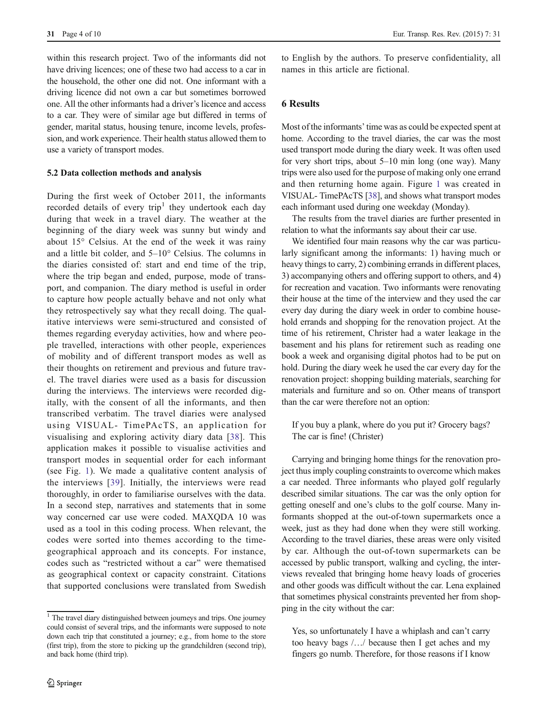within this research project. Two of the informants did not have driving licences; one of these two had access to a car in the household, the other one did not. One informant with a driving licence did not own a car but sometimes borrowed one. All the other informants had a driver's licence and access to a car. They were of similar age but differed in terms of gender, marital status, housing tenure, income levels, profession, and work experience. Their health status allowed them to use a variety of transport modes.

### 5.2 Data collection methods and analysis

During the first week of October 2011, the informants recorded details of every trip[1] they undertook each day during that week in a travel diary. The weather at the beginning of the diary week was sunny but windy and about 15° Celsius. At the end of the week it was rainy and a little bit colder, and 5–10° Celsius. The columns in the diaries consisted of: start and end time of the trip, where the trip began and ended, purpose, mode of transport, and companion. The diary method is useful in order to capture how people actually behave and not only what they retrospectively say what they recall doing. The qualitative interviews were semi-structured and consisted of themes regarding everyday activities, how and where people travelled, interactions with other people, experiences of mobility and of different transport modes as well as their thoughts on retirement and previous and future travel. The travel diaries were used as a basis for discussion during the interviews. The interviews were recorded digitally, with the consent of all the informants, and then transcribed verbatim. The travel diaries were analysed using VISUAL- TimePAcTS, an application for visualising and exploring activity diary data [38]. This application makes it possible to visualise activities and transport modes in sequential order for each informant (see Fig. 1). We made a qualitative content analysis of the interviews [39]. Initially, the interviews were read thoroughly, in order to familiarise ourselves with the data. In a second step, narratives and statements that in some way concerned car use were coded. MAXQDA 10 was used as a tool in this coding process. When relevant, the codes were sorted into themes according to the time-geographical approach and its concepts. For instance, codes such as "restricted without a car" were thematised as geographical context or capacity constraint. Citations that supported conclusions were translated from Swedish to English by the authors. To preserve confidentiality, all names in this article are fictional.

[1] The travel diary distinguished between journeys and trips. One journey could consist of several trips, and the informants were supposed to note down each trip that constituted a journey; e.g., from home to the store (first trip), from the store to picking up the grandchildren (second trip), and back home (third trip).

## 6 Results

Most of the informants' time was as could be expected spent at home. According to the travel diaries, the car was the most used transport mode during the diary week. It was often used for very short trips, about 5–10 min long (one way). Many trips were also used for the purpose of making only one errand and then returning home again. Figure 1 was created in VISUAL- TimePAcTS [38], and shows what transport modes each informant used during one weekday (Monday).

The results from the travel diaries are further presented in relation to what the informants say about their car use.

We identified four main reasons why the car was particularly significant among the informants: 1) having much or heavy things to carry, 2) combining errands in different places, 3) accompanying others and offering support to others, and 4) for recreation and vacation. Two informants were renovating their house at the time of the interview and they used the car every day during the diary week in order to combine household errands and shopping for the renovation project. At the time of his retirement, Christer had a water leakage in the basement and his plans for retirement such as reading one book a week and organising digital photos had to be put on hold. During the diary week he used the car every day for the renovation project: shopping building materials, searching for materials and furniture and so on. Other means of transport than the car were therefore not an option:

> If you buy a plank, where do you put it? Grocery bags? The car is fine! (Christer)

Carrying and bringing home things for the renovation project thus imply coupling constraints to overcome which makes a car needed. Three informants who played golf regularly described similar situations. The car was the only option for getting oneself and one's clubs to the golf course. Many informants shopped at the out-of-town supermarkets once a week, just as they had done when they were still working. According to the travel diaries, these areas were only visited by car. Although the out-of-town supermarkets can be accessed by public transport, walking and cycling, the interviews revealed that bringing home heavy loads of groceries and other goods was difficult without the car. Lena explained that sometimes physical constraints prevented her from shopping in the city without the car:

> Yes, so unfortunately I have a whiplash and can't carry too heavy bags /…/ because then I get aches and my fingers go numb. Therefore, for those reasons if I know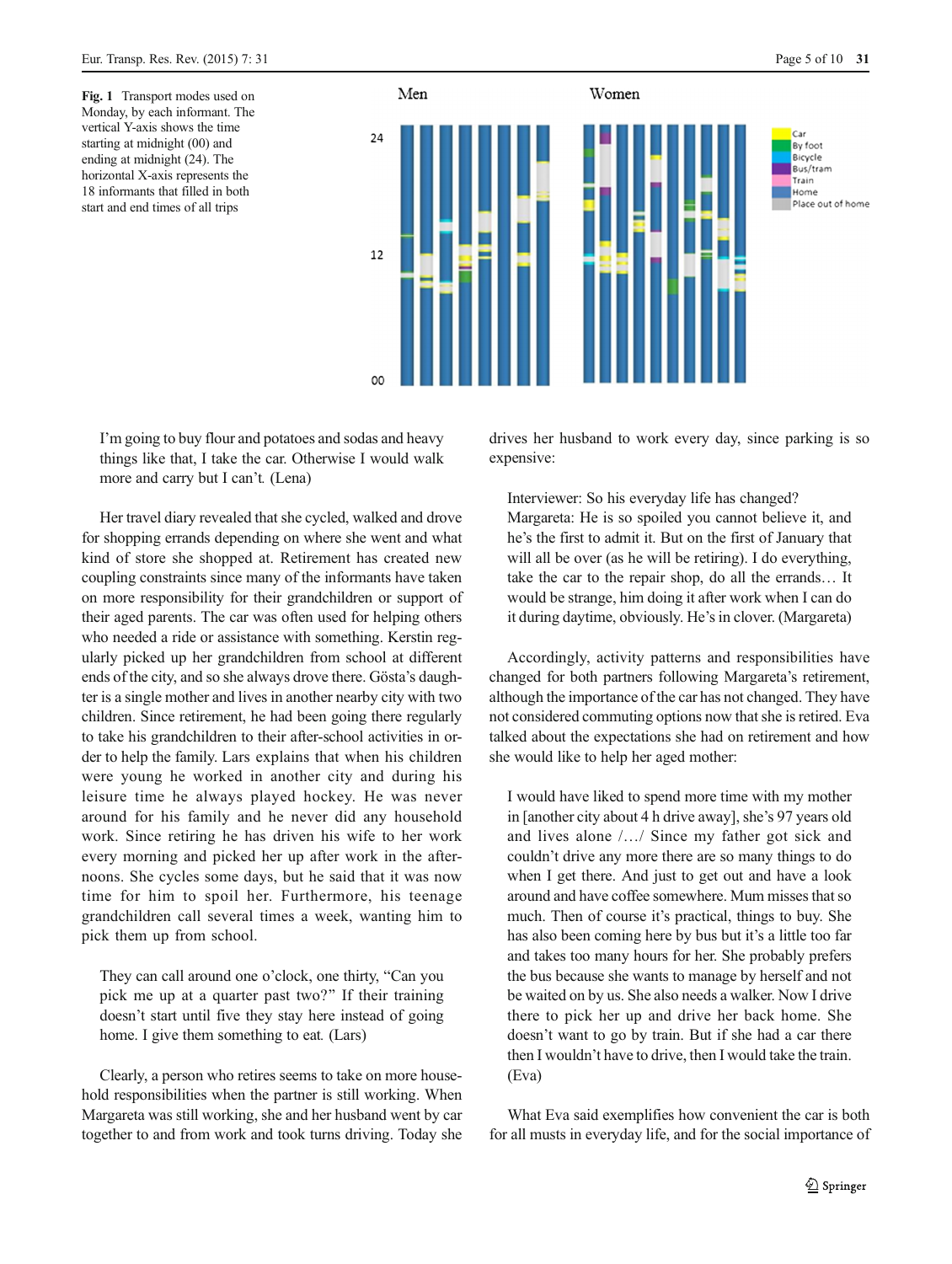**Fig. 1** Transport modes used on Monday, by each informant. The vertical Y-axis shows the time starting at midnight (00) and ending at midnight (24). The horizontal X-axis represents the 18 informants that filled in both start and end times of all trips

> I'm going to buy flour and potatoes and sodas and heavy things like that, I take the car. Otherwise I would walk more and carry but I can't. (Lena)

Her travel diary revealed that she cycled, walked and drove for shopping errands depending on where she went and what kind of store she shopped at. Retirement has created new coupling constraints since many of the informants have taken on more responsibility for their grandchildren or support of their aged parents. The car was often used for helping others who needed a ride or assistance with something. Kerstin regularly picked up her grandchildren from school at different ends of the city, and so she always drove there. Gösta's daughter is a single mother and lives in another nearby city with two children. Since retirement, he had been going there regularly to take his grandchildren to their after-school activities in order to help the family. Lars explains that when his children were young he worked in another city and during his leisure time he always played hockey. He was never around for his family and he never did any household work. Since retiring he has driven his wife to her work every morning and picked her up after work in the afternoons. She cycles some days, but he said that it was now time for him to spoil her. Furthermore, his teenage grandchildren call several times a week, wanting him to pick them up from school.

> They can call around one o'clock, one thirty, "Can you pick me up at a quarter past two?" If their training doesn't start until five they stay here instead of going home. I give them something to eat. (Lars)

Clearly, a person who retires seems to take on more household responsibilities when the partner is still working. When Margareta was still working, she and her husband went by car together to and from work and took turns driving. Today she drives her husband to work every day, since parking is so expensive:

> Interviewer: So his everyday life has changed?
> Margareta: He is so spoiled you cannot believe it, and he's the first to admit it. But on the first of January that will all be over (as he will be retiring). I do everything, take the car to the repair shop, do all the errands… It would be strange, him doing it after work when I can do it during daytime, obviously. He's in clover. (Margareta)

Accordingly, activity patterns and responsibilities have changed for both partners following Margareta's retirement, although the importance of the car has not changed. They have not considered commuting options now that she is retired. Eva talked about the expectations she had on retirement and how she would like to help her aged mother:

> I would have liked to spend more time with my mother in [another city about 4 h drive away], she's 97 years old and lives alone /…/ Since my father got sick and couldn't drive any more there are so many things to do when I get there. And just to get out and have a look around and have coffee somewhere. Mum misses that so much. Then of course it's practical, things to buy. She has also been coming here by bus but it's a little too far and takes too many hours for her. She probably prefers the bus because she wants to manage by herself and not be waited on by us. She also needs a walker. Now I drive there to pick her up and drive her back home. She doesn't want to go by train. But if she had a car there then I wouldn't have to drive, then I would take the train. (Eva)

What Eva said exemplifies how convenient the car is both for all musts in everyday life, and for the social importance of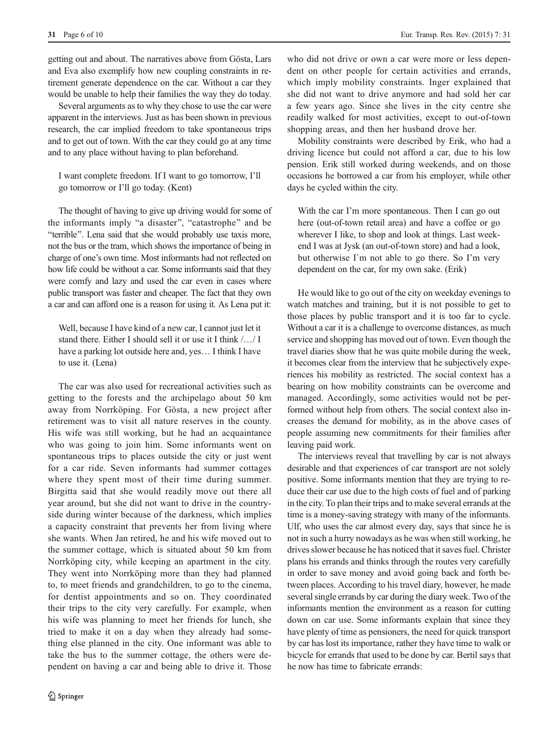getting out and about. The narratives above from Gösta, Lars and Eva also exemplify how new coupling constraints in retirement generate dependence on the car. Without a car they would be unable to help their families the way they do today.

Several arguments as to why they chose to use the car were apparent in the interviews. Just as has been shown in previous research, the car implied freedom to take spontaneous trips and to get out of town. With the car they could go at any time and to any place without having to plan beforehand.

> I want complete freedom. If I want to go tomorrow, I'll go tomorrow or I'll go today. (Kent)

The thought of having to give up driving would for some of the informants imply "a disaster", "catastrophe" and be "terrible". Lena said that she would probably use taxis more, not the bus or the tram, which shows the importance of being in charge of one's own time. Most informants had not reflected on how life could be without a car. Some informants said that they were comfy and lazy and used the car even in cases where public transport was faster and cheaper. The fact that they own a car and can afford one is a reason for using it. As Lena put it:

> Well, because I have kind of a new car, I cannot just let it stand there. Either I should sell it or use it I think /…/ I have a parking lot outside here and, yes… I think I have to use it. (Lena)

The car was also used for recreational activities such as getting to the forests and the archipelago about 50 km away from Norrköping. For Gösta, a new project after retirement was to visit all nature reserves in the county. His wife was still working, but he had an acquaintance who was going to join him. Some informants went on spontaneous trips to places outside the city or just went for a car ride. Seven informants had summer cottages where they spent most of their time during summer. Birgitta said that she would readily move out there all year around, but she did not want to drive in the countryside during winter because of the darkness, which implies a capacity constraint that prevents her from living where she wants. When Jan retired, he and his wife moved out to the summer cottage, which is situated about 50 km from Norrköping city, while keeping an apartment in the city. They went into Norrköping more than they had planned to, to meet friends and grandchildren, to go to the cinema, for dentist appointments and so on. They coordinated their trips to the city very carefully. For example, when his wife was planning to meet her friends for lunch, she tried to make it on a day when they already had something else planned in the city. One informant was able to take the bus to the summer cottage, the others were dependent on having a car and being able to drive it. Those who did not drive or own a car were more or less dependent on other people for certain activities and errands, which imply mobility constraints. Inger explained that she did not want to drive anymore and had sold her car a few years ago. Since she lives in the city centre she readily walked for most activities, except to out-of-town shopping areas, and then her husband drove her.

Mobility constraints were described by Erik, who had a driving licence but could not afford a car, due to his low pension. Erik still worked during weekends, and on those occasions he borrowed a car from his employer, while other days he cycled within the city.

> With the car I'm more spontaneous. Then I can go out here (out-of-town retail area) and have a coffee or go wherever I like, to shop and look at things. Last weekend I was at Jysk (an out-of-town store) and had a look, but otherwise I`m not able to go there. So I'm very dependent on the car, for my own sake. (Erik)

He would like to go out of the city on weekday evenings to watch matches and training, but it is not possible to get to those places by public transport and it is too far to cycle. Without a car it is a challenge to overcome distances, as much service and shopping has moved out of town. Even though the travel diaries show that he was quite mobile during the week, it becomes clear from the interview that he subjectively experiences his mobility as restricted. The social context has a bearing on how mobility constraints can be overcome and managed. Accordingly, some activities would not be performed without help from others. The social context also increases the demand for mobility, as in the above cases of people assuming new commitments for their families after leaving paid work.

The interviews reveal that travelling by car is not always desirable and that experiences of car transport are not solely positive. Some informants mention that they are trying to reduce their car use due to the high costs of fuel and of parking in the city. To plan their trips and to make several errands at the time is a money-saving strategy with many of the informants. Ulf, who uses the car almost every day, says that since he is not in such a hurry nowadays as he was when still working, he drives slower because he has noticed that it saves fuel. Christer plans his errands and thinks through the routes very carefully in order to save money and avoid going back and forth between places. According to his travel diary, however, he made several single errands by car during the diary week. Two of the informants mention the environment as a reason for cutting down on car use. Some informants explain that since they have plenty of time as pensioners, the need for quick transport by car has lost its importance, rather they have time to walk or bicycle for errands that used to be done by car. Bertil says that he now has time to fabricate errands: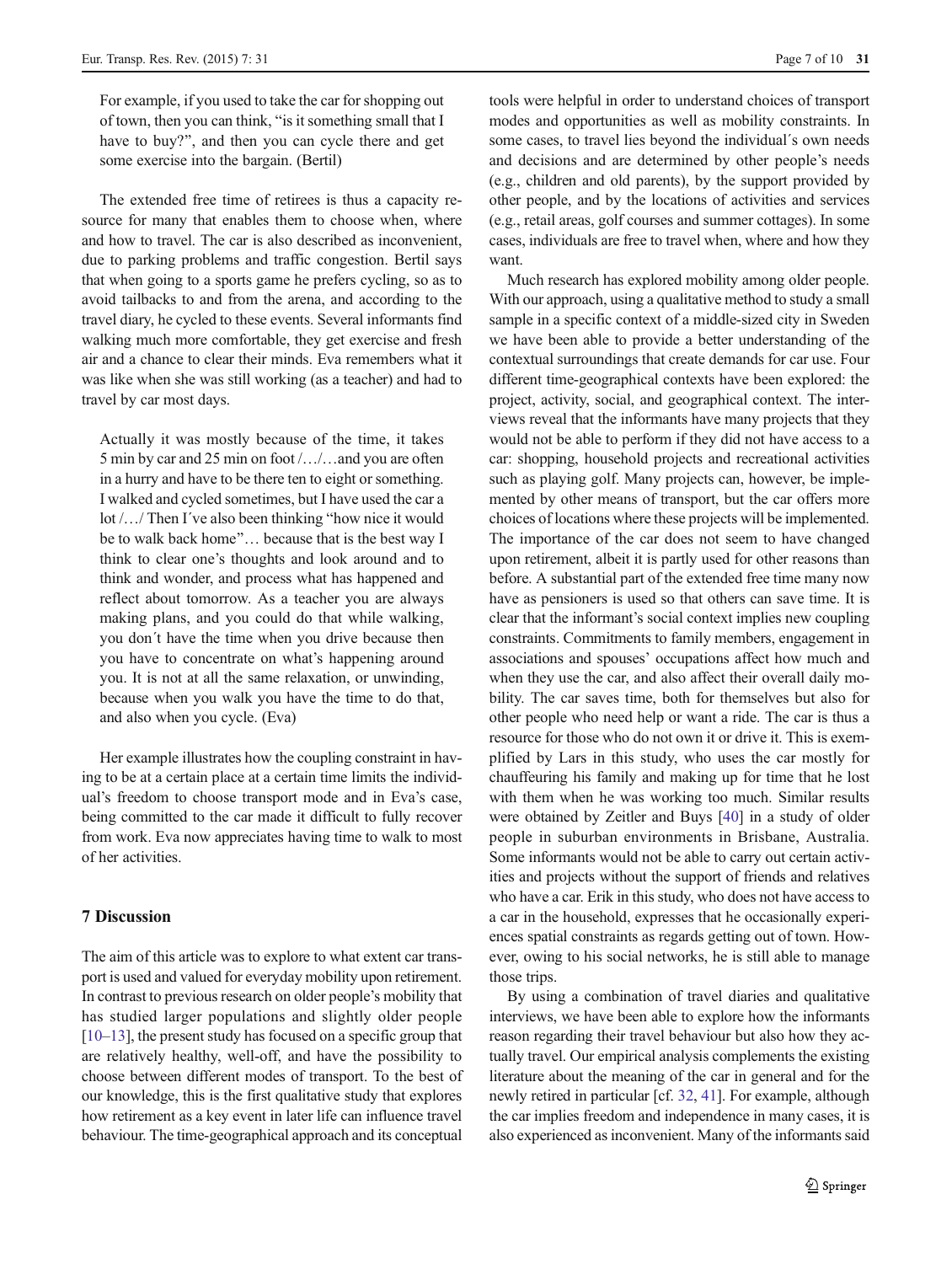For example, if you used to take the car for shopping out of town, then you can think, "is it something small that I have to buy?", and then you can cycle there and get some exercise into the bargain. (Bertil)

The extended free time of retirees is thus a capacity resource for many that enables them to choose when, where and how to travel. The car is also described as inconvenient, due to parking problems and traffic congestion. Bertil says that when going to a sports game he prefers cycling, so as to avoid tailbacks to and from the arena, and according to the travel diary, he cycled to these events. Several informants find walking much more comfortable, they get exercise and fresh air and a chance to clear their minds. Eva remembers what it was like when she was still working (as a teacher) and had to travel by car most days.

Actually it was mostly because of the time, it takes 5 min by car and 25 min on foot /…/…and you are often in a hurry and have to be there ten to eight or something. I walked and cycled sometimes, but I have used the car a lot /…/ Then I´ve also been thinking "how nice it would be to walk back home"… because that is the best way I think to clear one's thoughts and look around and to think and wonder, and process what has happened and reflect about tomorrow. As a teacher you are always making plans, and you could do that while walking, you don´t have the time when you drive because then you have to concentrate on what's happening around you. It is not at all the same relaxation, or unwinding, because when you walk you have the time to do that, and also when you cycle. (Eva)

Her example illustrates how the coupling constraint in having to be at a certain place at a certain time limits the individual's freedom to choose transport mode and in Eva's case, being committed to the car made it difficult to fully recover from work. Eva now appreciates having time to walk to most of her activities.

## 7 Discussion

The aim of this article was to explore to what extent car transport is used and valued for everyday mobility upon retirement. In contrast to previous research on older people's mobility that has studied larger populations and slightly older people [10–13], the present study has focused on a specific group that are relatively healthy, well-off, and have the possibility to choose between different modes of transport. To the best of our knowledge, this is the first qualitative study that explores how retirement as a key event in later life can influence travel behaviour. The time-geographical approach and its conceptual tools were helpful in order to understand choices of transport modes and opportunities as well as mobility constraints. In some cases, to travel lies beyond the individual´s own needs and decisions and are determined by other people's needs (e.g., children and old parents), by the support provided by other people, and by the locations of activities and services (e.g., retail areas, golf courses and summer cottages). In some cases, individuals are free to travel when, where and how they want.

Much research has explored mobility among older people. With our approach, using a qualitative method to study a small sample in a specific context of a middle-sized city in Sweden we have been able to provide a better understanding of the contextual surroundings that create demands for car use. Four different time-geographical contexts have been explored: the project, activity, social, and geographical context. The interviews reveal that the informants have many projects that they would not be able to perform if they did not have access to a car: shopping, household projects and recreational activities such as playing golf. Many projects can, however, be implemented by other means of transport, but the car offers more choices of locations where these projects will be implemented. The importance of the car does not seem to have changed upon retirement, albeit it is partly used for other reasons than before. A substantial part of the extended free time many now have as pensioners is used so that others can save time. It is clear that the informant's social context implies new coupling constraints. Commitments to family members, engagement in associations and spouses' occupations affect how much and when they use the car, and also affect their overall daily mobility. The car saves time, both for themselves but also for other people who need help or want a ride. The car is thus a resource for those who do not own it or drive it. This is exemplified by Lars in this study, who uses the car mostly for chauffeuring his family and making up for time that he lost with them when he was working too much. Similar results were obtained by Zeitler and Buys [40] in a study of older people in suburban environments in Brisbane, Australia. Some informants would not be able to carry out certain activities and projects without the support of friends and relatives who have a car. Erik in this study, who does not have access to a car in the household, expresses that he occasionally experiences spatial constraints as regards getting out of town. However, owing to his social networks, he is still able to manage those trips.

By using a combination of travel diaries and qualitative interviews, we have been able to explore how the informants reason regarding their travel behaviour but also how they actually travel. Our empirical analysis complements the existing literature about the meaning of the car in general and for the newly retired in particular [cf. 32, 41]. For example, although the car implies freedom and independence in many cases, it is also experienced as inconvenient. Many of the informants said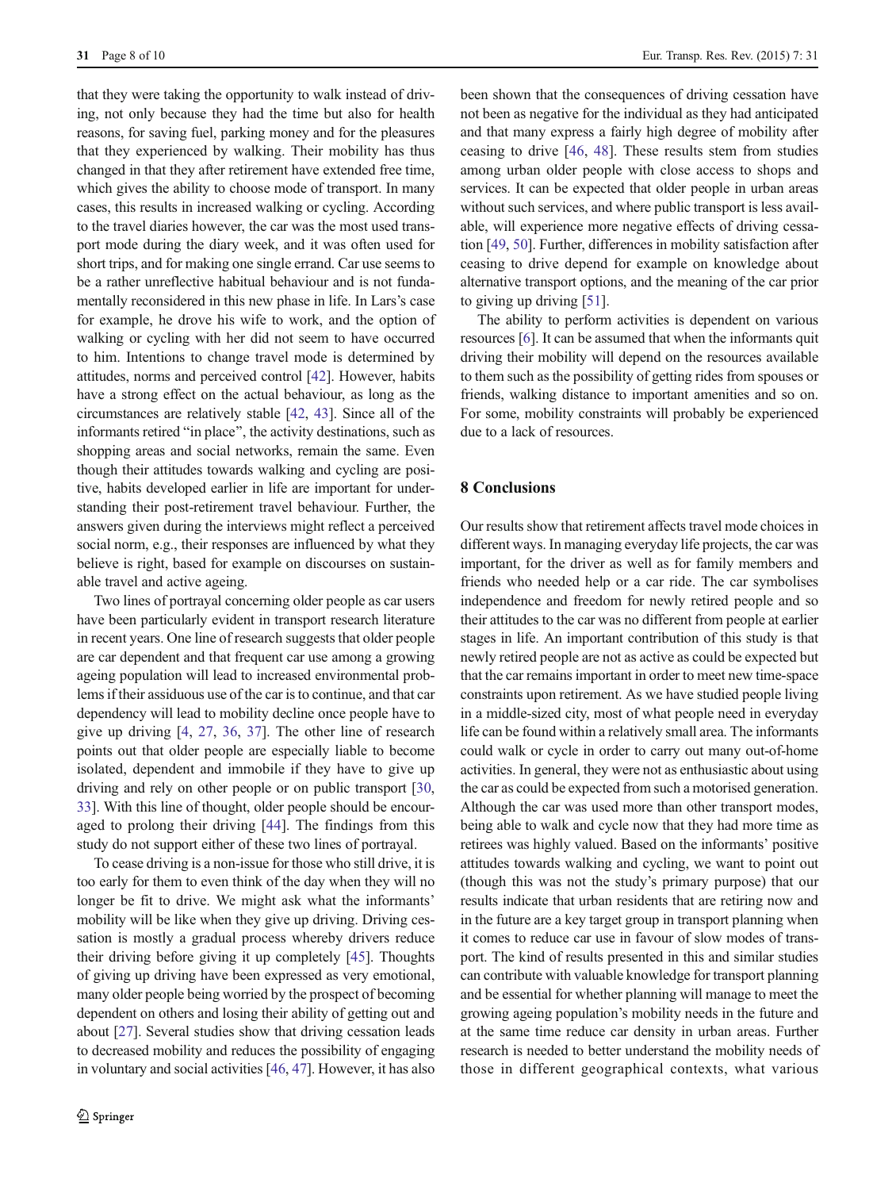that they were taking the opportunity to walk instead of driving, not only because they had the time but also for health reasons, for saving fuel, parking money and for the pleasures that they experienced by walking. Their mobility has thus changed in that they after retirement have extended free time, which gives the ability to choose mode of transport. In many cases, this results in increased walking or cycling. According to the travel diaries however, the car was the most used transport mode during the diary week, and it was often used for short trips, and for making one single errand. Car use seems to be a rather unreflective habitual behaviour and is not fundamentally reconsidered in this new phase in life. In Lars's case for example, he drove his wife to work, and the option of walking or cycling with her did not seem to have occurred to him. Intentions to change travel mode is determined by attitudes, norms and perceived control [42]. However, habits have a strong effect on the actual behaviour, as long as the circumstances are relatively stable [42, 43]. Since all of the informants retired "in place", the activity destinations, such as shopping areas and social networks, remain the same. Even though their attitudes towards walking and cycling are positive, habits developed earlier in life are important for understanding their post-retirement travel behaviour. Further, the answers given during the interviews might reflect a perceived social norm, e.g., their responses are influenced by what they believe is right, based for example on discourses on sustainable travel and active ageing.

Two lines of portrayal concerning older people as car users have been particularly evident in transport research literature in recent years. One line of research suggests that older people are car dependent and that frequent car use among a growing ageing population will lead to increased environmental problems if their assiduous use of the car is to continue, and that car dependency will lead to mobility decline once people have to give up driving [4, 27, 36, 37]. The other line of research points out that older people are especially liable to become isolated, dependent and immobile if they have to give up driving and rely on other people or on public transport [30, 33]. With this line of thought, older people should be encouraged to prolong their driving [44]. The findings from this study do not support either of these two lines of portrayal.

To cease driving is a non-issue for those who still drive, it is too early for them to even think of the day when they will no longer be fit to drive. We might ask what the informants' mobility will be like when they give up driving. Driving cessation is mostly a gradual process whereby drivers reduce their driving before giving it up completely [45]. Thoughts of giving up driving have been expressed as very emotional, many older people being worried by the prospect of becoming dependent on others and losing their ability of getting out and about [27]. Several studies show that driving cessation leads to decreased mobility and reduces the possibility of engaging in voluntary and social activities [46, 47]. However, it has also been shown that the consequences of driving cessation have not been as negative for the individual as they had anticipated and that many express a fairly high degree of mobility after ceasing to drive [46, 48]. These results stem from studies among urban older people with close access to shops and services. It can be expected that older people in urban areas without such services, and where public transport is less available, will experience more negative effects of driving cessation [49, 50]. Further, differences in mobility satisfaction after ceasing to drive depend for example on knowledge about alternative transport options, and the meaning of the car prior to giving up driving [51].

The ability to perform activities is dependent on various resources [6]. It can be assumed that when the informants quit driving their mobility will depend on the resources available to them such as the possibility of getting rides from spouses or friends, walking distance to important amenities and so on. For some, mobility constraints will probably be experienced due to a lack of resources.

## 8 Conclusions

Our results show that retirement affects travel mode choices in different ways. In managing everyday life projects, the car was important, for the driver as well as for family members and friends who needed help or a car ride. The car symbolises independence and freedom for newly retired people and so their attitudes to the car was no different from people at earlier stages in life. An important contribution of this study is that newly retired people are not as active as could be expected but that the car remains important in order to meet new time-space constraints upon retirement. As we have studied people living in a middle-sized city, most of what people need in everyday life can be found within a relatively small area. The informants could walk or cycle in order to carry out many out-of-home activities. In general, they were not as enthusiastic about using the car as could be expected from such a motorised generation. Although the car was used more than other transport modes, being able to walk and cycle now that they had more time as retirees was highly valued. Based on the informants' positive attitudes towards walking and cycling, we want to point out (though this was not the study's primary purpose) that our results indicate that urban residents that are retiring now and in the future are a key target group in transport planning when it comes to reduce car use in favour of slow modes of transport. The kind of results presented in this and similar studies can contribute with valuable knowledge for transport planning and be essential for whether planning will manage to meet the growing ageing population's mobility needs in the future and at the same time reduce car density in urban areas. Further research is needed to better understand the mobility needs of those in different geographical contexts, what various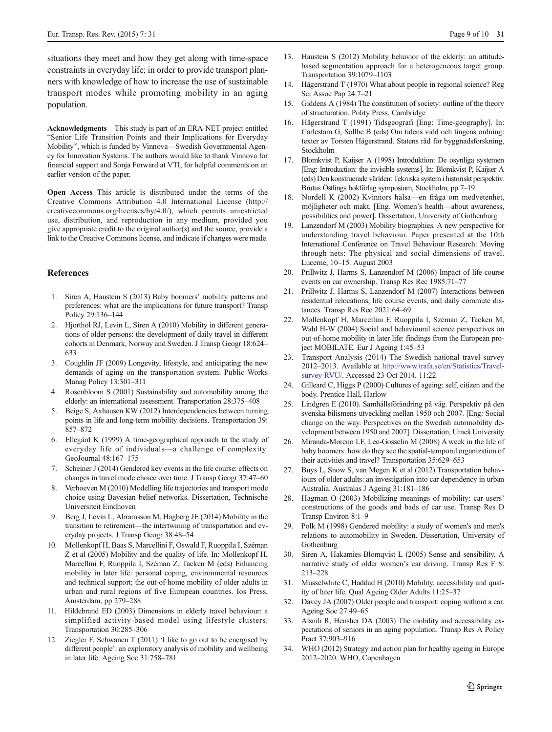situations they meet and how they get along with time-space constraints in everyday life; in order to provide transport planners with knowledge of how to increase the use of sustainable transport modes while promoting mobility in an aging population.

**Acknowledgments** This study is part of an ERA-NET project entitled "Senior Life Transition Points and their Implications for Everyday Mobility", which is funded by Vinnova—Swedish Governmental Agency for Innovation Systems. The authors would like to thank Vinnova for financial support and Sonja Forward at VTI, for helpful comments on an earlier version of the paper.

**Open Access** This article is distributed under the terms of the Creative Commons Attribution 4.0 International License (http://creativecommons.org/licenses/by/4.0/), which permits unrestricted use, distribution, and reproduction in any medium, provided you give appropriate credit to the original author(s) and the source, provide a link to the Creative Commons license, and indicate if changes were made.

## References

1. Siren A, Haustein S (2013) Baby boomers' mobility patterns and preferences: what are the implications for future transport? Transp Policy 29:136–144
2. Hjorthol RJ, Levin L, Siren A (2010) Mobility in different generations of older persons: the development of daily travel in different cohorts in Denmark, Norway and Sweden. J Transp Geogr 18:624–633
3. Coughlin JF (2009) Longevity, lifestyle, and anticipating the new demands of aging on the transportation system. Public Works Manag Policy 13:301–311
4. Rosenbloom S (2001) Sustainability and automobility among the elderly: an international assessment. Transportation 28:375–408
5. Beige S, Axhausen KW (2012) Interdependencies between turning points in life and long-term mobility decisions. Transportation 39: 857–872
6. Ellegård K (1999) A time-geographical approach to the study of everyday life of individuals—a challenge of complexity. GeoJournal 48:167–175
7. Scheiner J (2014) Gendered key events in the life course: effects on changes in travel mode choice over time. J Transp Geogr 37:47–60
8. Verhoeven M (2010) Modelling life trajectories and transport mode choice using Bayesian belief networks. Dissertation, Technische Universiteit Eindhoven
9. Berg J, Levin L, Abramsson M, Hagberg JE (2014) Mobility in the transition to retirement—the intertwining of transportation and everyday projects. J Transp Geogr 38:48–54
10. Mollenkopf H, Baas S, Marcellini F, Oswald F, Ruoppila I, Széman Z et al (2005) Mobility and the quality of life. In: Mollenkopf H, Marcellini F, Ruoppila I, Széman Z, Tacken M (eds) Enhancing mobility in later life: personal coping, environmental resources and technical support; the out-of-home mobility of older adults in urban and rural regions of five European countries. Ios Press, Amsterdam, pp 279–288
11. Hildebrand ED (2003) Dimensions in elderly travel behaviour: a simplified activity-based model using lifestyle clusters. Transportation 30:285–306
12. Ziegler F, Schwanen T (2011) 'I like to go out to be energised by different people': an exploratory analysis of mobility and wellbeing in later life. Ageing Soc 31:758–781
13. Haustein S (2012) Mobility behavior of the elderly: an attitude-based segmentation approach for a heterogeneous target group. Transportation 39:1079–1103
14. Hägerstrand T (1970) What about people in regional science? Reg Sci Assoc Pap 24:7–21
15. Giddens A (1984) The constitution of society: outline of the theory of structuration. Polity Press, Cambridge
16. Hägerstrand T (1991) Tidsgeografi [Eng: Time-geography]. In: Carlestam G, Sollbe B (eds) Om tidens vidd och tingens ordning: texter av Torsten Hägerstrand. Statens råd för byggnadsforskning, Stockholm
17. Blomkvist P, Kaijser A (1998) Introduktion: De osynliga systemen [Eng: Introduction: the invisible systems]. In: Blomkvist P, Kaijser A (eds) Den konstruerade världen: Tekniska system i historiskt perspektiv. Brutus Östlings bokförlag symposium, Stockholm, pp 7–19
18. Nordell K (2002) Kvinnors hälsa—en fråga om medvetenhet, möjligheter och makt. [Eng. Women's health—about awareness, possibilities and power]. Dissertation, University of Gothenburg
19. Lanzendorf M (2003) Mobility biographies. A new perspective for understanding travel behaviour. Paper presented at the 10th International Conference on Travel Behaviour Research: Moving through nets: The physical and social dimensions of travel. Lucerne, 10–15. August 2003
20. Prillwitz J, Harms S, Lanzendorf M (2006) Impact of life-course events on car ownership. Transp Res Rec 1985:71–77
21. Prillwitz J, Harms S, Lanzendorf M (2007) Interactions between residential relocations, life course events, and daily commute distances. Transp Res Rec 2021:64–69
22. Mollenkopf H, Marcellini F, Ruoppila I, Széman Z, Tacken M, Wahl H-W (2004) Social and behavioural science perspectives on out-of-home mobility in later life: findings from the European project MOBILATE. Eur J Ageing 1:45–53
23. Transport Analysis (2014) The Swedish national travel survey 2012–2013. Available at http://www.trafa.se/en/Statistics/Travel-survey-RVU/. Accessed 23 Oct 2014, 11:22
24. Gilleard C, Higgs P (2000) Cultures of ageing: self, citizen and the body. Prentice Hall, Harlow
25. Lindgren E (2010). Samhällsförändring på väg. Perspektiv på den svenska bilismens utveckling mellan 1950 och 2007. [Eng: Social change on the way. Perspectives on the Swedish automobility development between 1950 and 2007]. Dissertation, Umeå University
26. Miranda-Moreno LF, Lee-Gosselin M (2008) A week in the life of baby boomers: how do they see the spatial-temporal organization of their activities and travel? Transportation 35:629–653
27. Buys L, Snow S, van Megen K et al (2012) Transportation behaviours of older adults: an investigation into car dependency in urban Australia. Australas J Ageing 31:181–186
28. Hagman O (2003) Mobilizing meanings of mobility: car users' constructions of the goods and bads of car use. Transp Res D Transp Environ 8:1–9
29. Polk M (1998) Gendered mobility: a study of women's and men's relations to automobility in Sweden. Dissertation, University of Gothenburg
30. Siren A, Hakamies-Blomqvist L (2005) Sense and sensibility. A narrative study of older women's car driving. Transp Res F 8: 213–228
31. Musselwhite C, Haddad H (2010) Mobility, accessibility and quality of later life. Qual Ageing Older Adults 11:25–37
32. Davey JA (2007) Older people and transport: coping without a car. Ageing Soc 27:49–65
33. Alsnih R, Hensher DA (2003) The mobility and accessibility expectations of seniors in an aging population. Transp Res A Policy Pract 37:903–916
34. WHO (2012) Strategy and action plan for healthy ageing in Europe 2012–2020. WHO, Copenhagen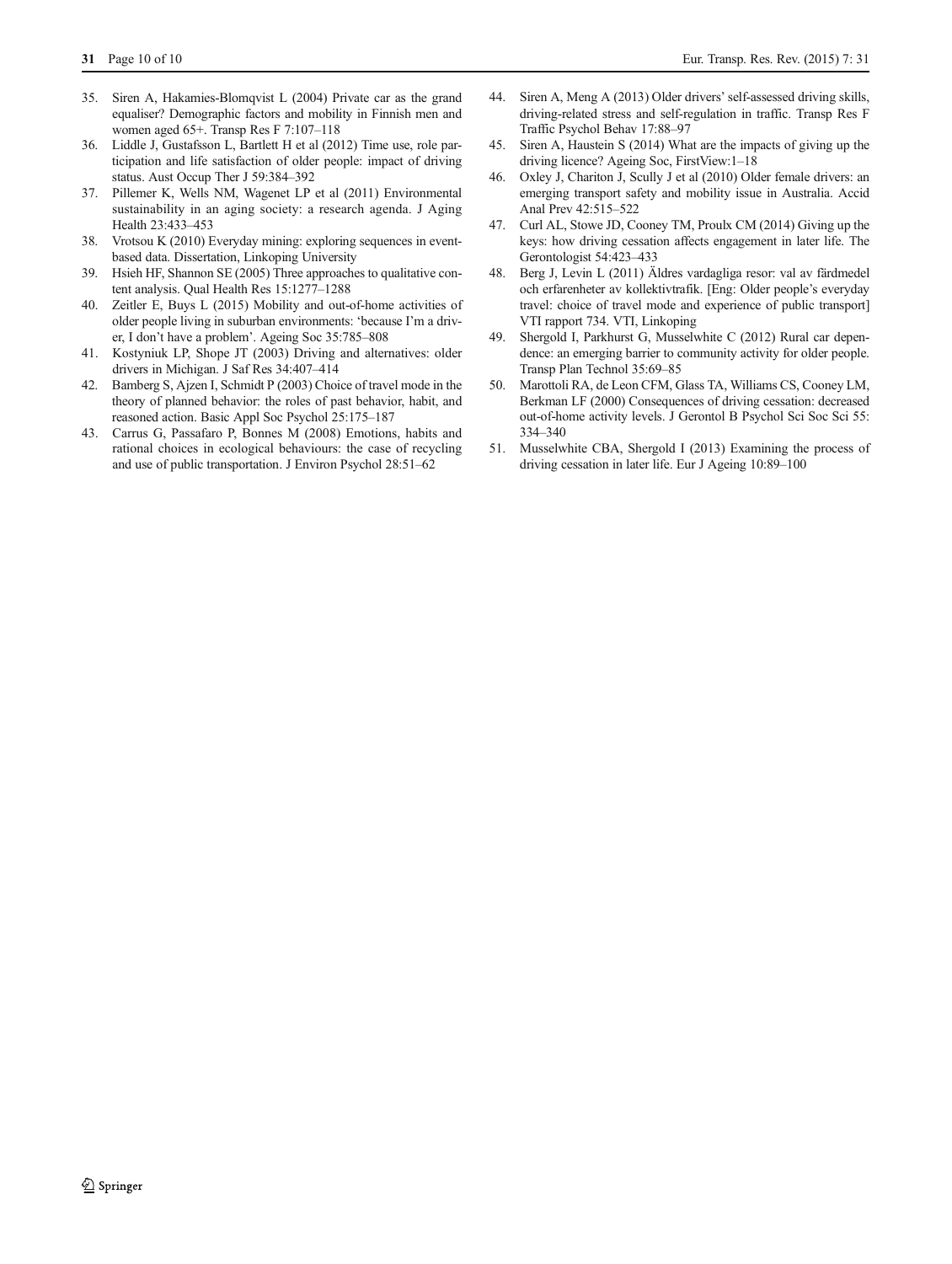35. Siren A, Hakamies-Blomqvist L (2004) Private car as the grand equaliser? Demographic factors and mobility in Finnish men and women aged 65+. Transp Res F 7:107–118
36. Liddle J, Gustafsson L, Bartlett H et al (2012) Time use, role participation and life satisfaction of older people: impact of driving status. Aust Occup Ther J 59:384–392
37. Pillemer K, Wells NM, Wagenet LP et al (2011) Environmental sustainability in an aging society: a research agenda. J Aging Health 23:433–453
38. Vrotsou K (2010) Everyday mining: exploring sequences in event-based data. Dissertation, Linkoping University
39. Hsieh HF, Shannon SE (2005) Three approaches to qualitative content analysis. Qual Health Res 15:1277–1288
40. Zeitler E, Buys L (2015) Mobility and out-of-home activities of older people living in suburban environments: 'because I'm a driver, I don't have a problem'. Ageing Soc 35:785–808
41. Kostyniuk LP, Shope JT (2003) Driving and alternatives: older drivers in Michigan. J Saf Res 34:407–414
42. Bamberg S, Ajzen I, Schmidt P (2003) Choice of travel mode in the theory of planned behavior: the roles of past behavior, habit, and reasoned action. Basic Appl Soc Psychol 25:175–187
43. Carrus G, Passafaro P, Bonnes M (2008) Emotions, habits and rational choices in ecological behaviours: the case of recycling and use of public transportation. J Environ Psychol 28:51–62
44. Siren A, Meng A (2013) Older drivers' self-assessed driving skills, driving-related stress and self-regulation in traffic. Transp Res F Traffic Psychol Behav 17:88–97
45. Siren A, Haustein S (2014) What are the impacts of giving up the driving licence? Ageing Soc, FirstView:1–18
46. Oxley J, Chariton J, Scully J et al (2010) Older female drivers: an emerging transport safety and mobility issue in Australia. Accid Anal Prev 42:515–522
47. Curl AL, Stowe JD, Cooney TM, Proulx CM (2014) Giving up the keys: how driving cessation affects engagement in later life. The Gerontologist 54:423–433
48. Berg J, Levin L (2011) Äldres vardagliga resor: val av färdmedel och erfarenheter av kollektivtrafik. [Eng: Older people's everyday travel: choice of travel mode and experience of public transport] VTI rapport 734. VTI, Linkoping
49. Shergold I, Parkhurst G, Musselwhite C (2012) Rural car dependence: an emerging barrier to community activity for older people. Transp Plan Technol 35:69–85
50. Marottoli RA, de Leon CFM, Glass TA, Williams CS, Cooney LM, Berkman LF (2000) Consequences of driving cessation: decreased out-of-home activity levels. J Gerontol B Psychol Sci Soc Sci 55: 334–340
51. Musselwhite CBA, Shergold I (2013) Examining the process of driving cessation in later life. Eur J Ageing 10:89–100